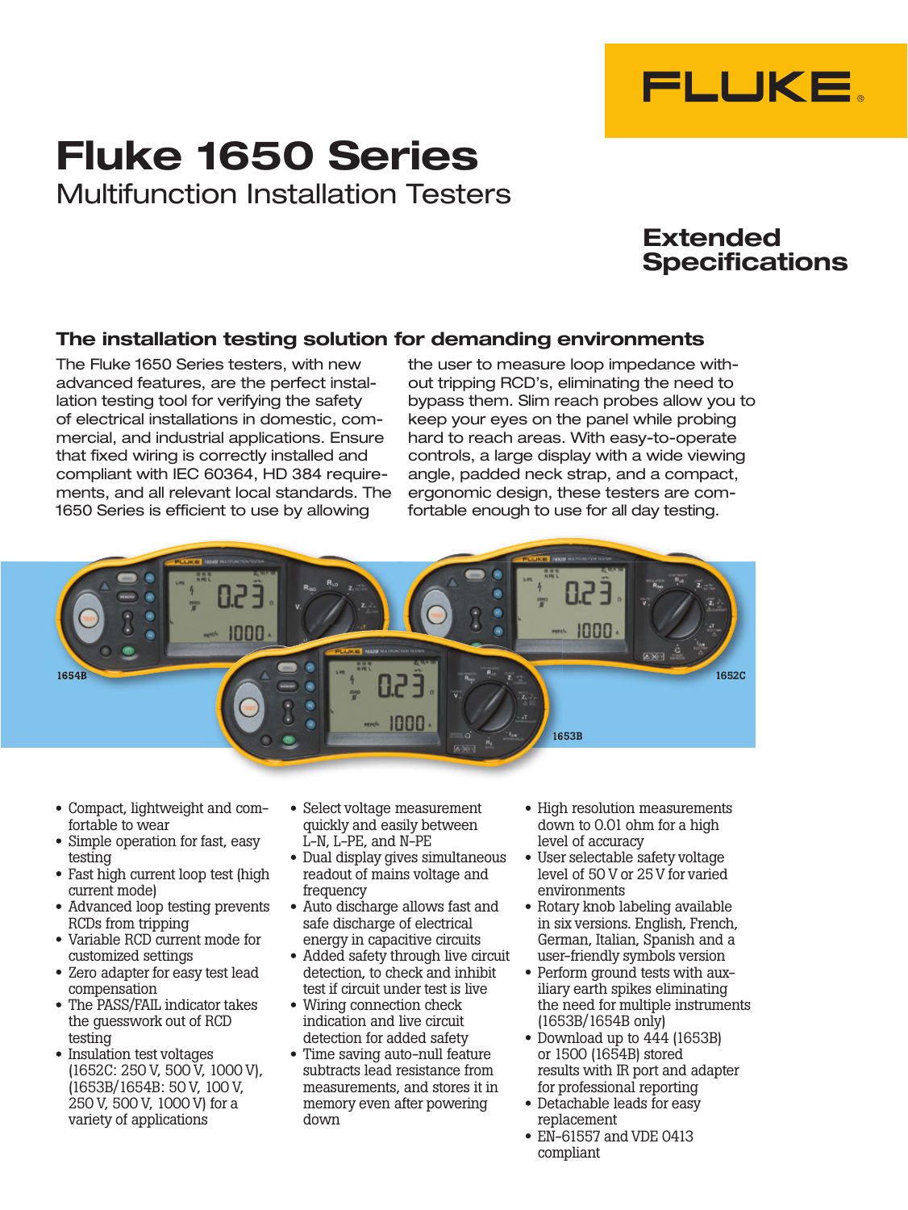FLUKE

# Fluke 1650 Series

## Multifunction Installation Testers

**Extended Specifications**

### The installation testing solution for demanding environments

The Fluke 1650 Series testers, with new advanced features, are the perfect installation testing tool for verifying the safety of electrical installations in domestic, commercial, and industrial applications. Ensure that fixed wiring is correctly installed and compliant with IEC 60364, HD 384 requirements, and all relevant local standards. The 1650 Series is efficient to use by allowing the user to measure loop impedance without tripping RCD's, eliminating the need to bypass them. Slim reach probes allow you to keep your eyes on the panel while probing hard to reach areas. With easy-to-operate controls, a large display with a wide viewing angle, padded neck strap, and a compact, ergonomic design, these testers are comfortable enough to use for all day testing.

1654B 1652C 1653B

- Compact, lightweight and comfortable to wear
- Simple operation for fast, easy testing
- Fast high current loop test (high current mode)
- Advanced loop testing prevents RCDs from tripping
- Variable RCD current mode for customized settings
- Zero adapter for easy test lead compensation
- The PASS/FAIL indicator takes the guesswork out of RCD testing
- Insulation test voltages (1652C: 250 V, 500 V, 1000 V), (1653B/1654B: 50 V, 100 V, 250 V, 500 V, 1000 V) for a variety of applications
- Select voltage measurement quickly and easily between L-N, L-PE, and N-PE
- Dual display gives simultaneous readout of mains voltage and frequency
- Auto discharge allows fast and safe discharge of electrical energy in capacitive circuits
- Added safety through live circuit detection, to check and inhibit test if circuit under test is live
- Wiring connection check indication and live circuit detection for added safety
- Time saving auto-null feature subtracts lead resistance from measurements, and stores it in memory even after powering down
- High resolution measurements down to 0.01 ohm for a high level of accuracy
- User selectable safety voltage level of 50 V or 25 V for varied environments
- Rotary knob labeling available in six versions. English, French, German, Italian, Spanish and a user-friendly symbols version
- Perform ground tests with auxiliary earth spikes eliminating the need for multiple instruments (1653B/1654B only)
- Download up to 444 (1653B) or 1500 (1654B) stored results with IR port and adapter for professional reporting
- Detachable leads for easy replacement
- EN-61557 and VDE 0413 compliant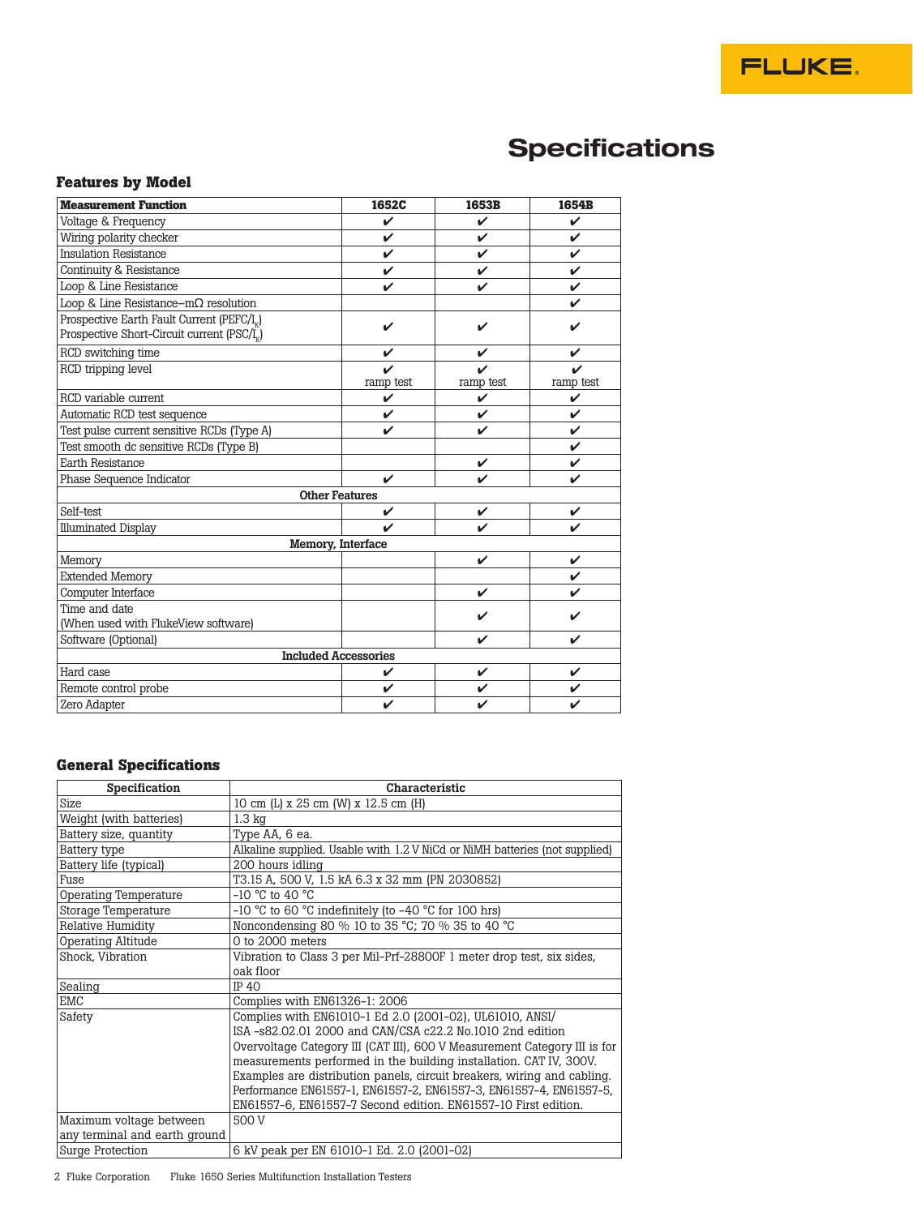# Specifications

## Features by Model

| Measurement Function | 1652C | 1653B | 1654B |
|---|---|---|---|
| Voltage & Frequency | ✔ | ✔ | ✔ |
| Wiring polarity checker | ✔ | ✔ | ✔ |
| Insulation Resistance | ✔ | ✔ | ✔ |
| Continuity & Resistance | ✔ | ✔ | ✔ |
| Loop & Line Resistance | ✔ | ✔ | ✔ |
| Loop & Line Resistance–mΩ resolution | | | ✔ |
| Prospective Earth Fault Current (PEFC/$I_K$) Prospective Short-Circuit current (PSC/$I_K$) | ✔ | ✔ | ✔ |
| RCD switching time | ✔ | ✔ | ✔ |
| RCD tripping level | ✔ ramp test | ✔ ramp test | ✔ ramp test |
| RCD variable current | ✔ | ✔ | ✔ |
| Automatic RCD test sequence | ✔ | ✔ | ✔ |
| Test pulse current sensitive RCDs (Type A) | ✔ | ✔ | ✔ |
| Test smooth dc sensitive RCDs (Type B) | | | ✔ |
| Earth Resistance | | ✔ | ✔ |
| Phase Sequence Indicator | ✔ | ✔ | ✔ |
| **Other Features** | | | |
| Self-test | ✔ | ✔ | ✔ |
| Illuminated Display | ✔ | ✔ | ✔ |
| **Memory, Interface** | | | |
| Memory | | ✔ | ✔ |
| Extended Memory | | | ✔ |
| Computer Interface | | ✔ | ✔ |
| Time and date (When used with FlukeView software) | | ✔ | ✔ |
| Software (Optional) | | ✔ | ✔ |
| **Included Accessories** | | | |
| Hard case | ✔ | ✔ | ✔ |
| Remote control probe | ✔ | ✔ | ✔ |
| Zero Adapter | ✔ | ✔ | ✔ |

## General Specifications

| Specification | Characteristic |
|---|---|
| Size | 10 cm (L) x 25 cm (W) x 12.5 cm (H) |
| Weight (with batteries) | 1.3 kg |
| Battery size, quantity | Type AA, 6 ea. |
| Battery type | Alkaline supplied. Usable with 1.2 V NiCd or NiMH batteries (not supplied) |
| Battery life (typical) | 200 hours idling |
| Fuse | T3.15 A, 500 V, 1.5 kA 6.3 x 32 mm (PN 2030852) |
| Operating Temperature | -10 °C to 40 °C |
| Storage Temperature | -10 °C to 60 °C indefinitely (to -40 °C for 100 hrs) |
| Relative Humidity | Noncondensing 80 % 10 to 35 °C; 70 % 35 to 40 °C |
| Operating Altitude | 0 to 2000 meters |
| Shock, Vibration | Vibration to Class 3 per Mil-Prf-28800F 1 meter drop test, six sides, oak floor |
| Sealing | IP 40 |
| EMC | Complies with EN61326-1: 2006 |
| Safety | Complies with EN61010-1 Ed 2.0 (2001-02), UL61010, ANSI/ ISA -s82.02.01 2000 and CAN/CSA c22.2 No.1010 2nd edition Overvoltage Category III (CAT III), 600 V Measurement Category III is for measurements performed in the building installation. CAT IV, 300V. Examples are distribution panels, circuit breakers, wiring and cabling. Performance EN61557-1, EN61557-2, EN61557-3, EN61557-4, EN61557-5, EN61557-6, EN61557-7 Second edition. EN61557-10 First edition. |
| Maximum voltage between any terminal and earth ground | 500 V |
| Surge Protection | 6 kV peak per EN 61010-1 Ed. 2.0 (2001-02) |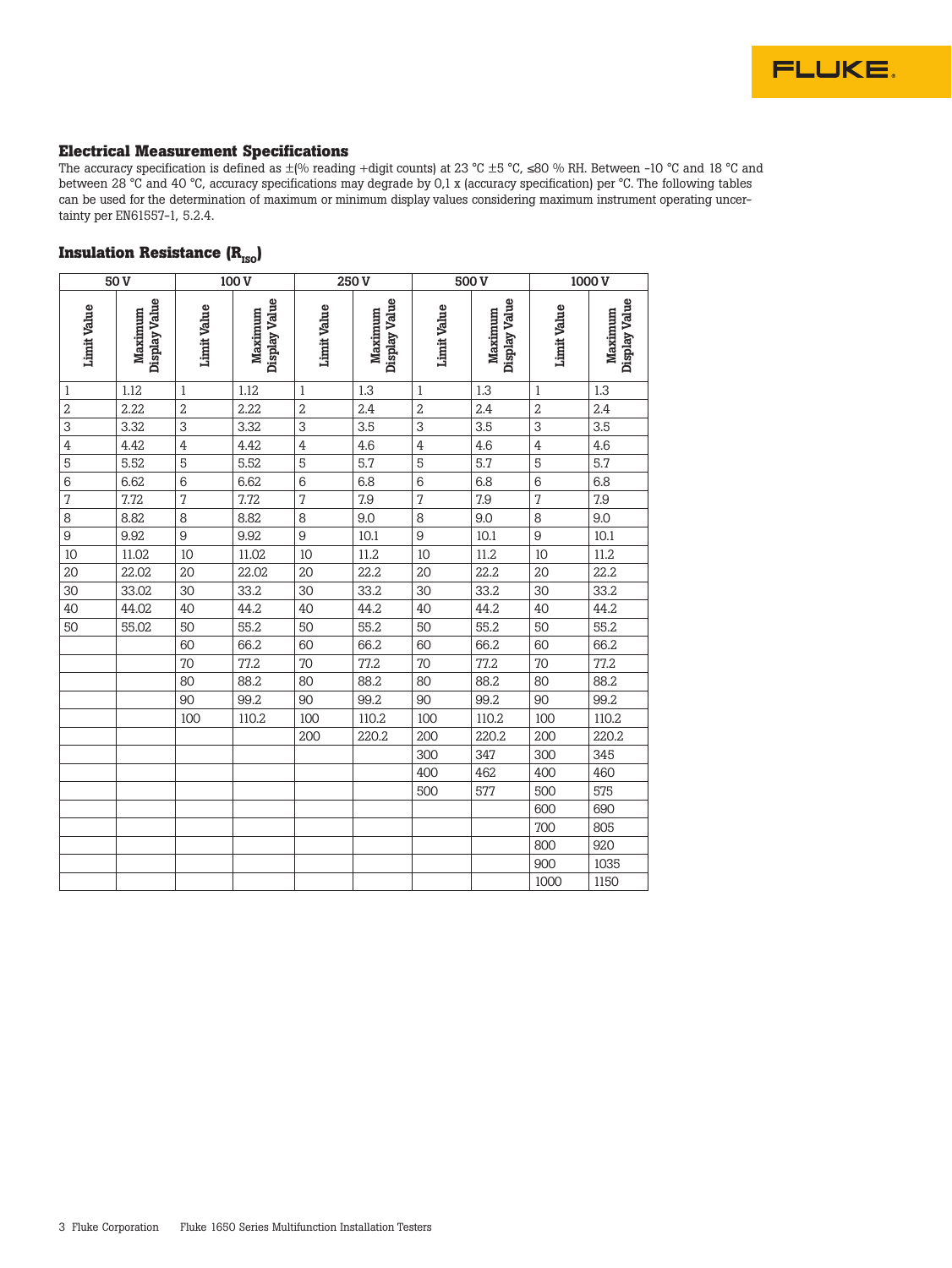## Electrical Measurement Specifications

The accuracy specification is defined as ±(% reading +digit counts) at 23 °C ±5 °C, ≤80 % RH. Between -10 °C and 18 °C and between 28 °C and 40 °C, accuracy specifications may degrade by 0,1 x (accuracy specification) per °C. The following tables can be used for the determination of maximum or minimum display values considering maximum instrument operating uncertainty per EN61557-1, 5.2.4.

### Insulation Resistance ($R_{ISO}$)

| 50 V | | 100 V | | 250 V | | 500 V | | 1000 V | |
|---|---|---|---|---|---|---|---|---|---|
| Limit Value | Maximum Display Value | Limit Value | Maximum Display Value | Limit Value | Maximum Display Value | Limit Value | Maximum Display Value | Limit Value | Maximum Display Value |
| 1 | 1.12 | 1 | 1.12 | 1 | 1.3 | 1 | 1.3 | 1 | 1.3 |
| 2 | 2.22 | 2 | 2.22 | 2 | 2.4 | 2 | 2.4 | 2 | 2.4 |
| 3 | 3.32 | 3 | 3.32 | 3 | 3.5 | 3 | 3.5 | 3 | 3.5 |
| 4 | 4.42 | 4 | 4.42 | 4 | 4.6 | 4 | 4.6 | 4 | 4.6 |
| 5 | 5.52 | 5 | 5.52 | 5 | 5.7 | 5 | 5.7 | 5 | 5.7 |
| 6 | 6.62 | 6 | 6.62 | 6 | 6.8 | 6 | 6.8 | 6 | 6.8 |
| 7 | 7.72 | 7 | 7.72 | 7 | 7.9 | 7 | 7.9 | 7 | 7.9 |
| 8 | 8.82 | 8 | 8.82 | 8 | 9.0 | 8 | 9.0 | 8 | 9.0 |
| 9 | 9.92 | 9 | 9.92 | 9 | 10.1 | 9 | 10.1 | 9 | 10.1 |
| 10 | 11.02 | 10 | 11.02 | 10 | 11.2 | 10 | 11.2 | 10 | 11.2 |
| 20 | 22.02 | 20 | 22.02 | 20 | 22.2 | 20 | 22.2 | 20 | 22.2 |
| 30 | 33.02 | 30 | 33.2 | 30 | 33.2 | 30 | 33.2 | 30 | 33.2 |
| 40 | 44.02 | 40 | 44.2 | 40 | 44.2 | 40 | 44.2 | 40 | 44.2 |
| 50 | 55.02 | 50 | 55.2 | 50 | 55.2 | 50 | 55.2 | 50 | 55.2 |
| | | 60 | 66.2 | 60 | 66.2 | 60 | 66.2 | 60 | 66.2 |
| | | 70 | 77.2 | 70 | 77.2 | 70 | 77.2 | 70 | 77.2 |
| | | 80 | 88.2 | 80 | 88.2 | 80 | 88.2 | 80 | 88.2 |
| | | 90 | 99.2 | 90 | 99.2 | 90 | 99.2 | 90 | 99.2 |
| | | 100 | 110.2 | 100 | 110.2 | 100 | 110.2 | 100 | 110.2 |
| | | | | 200 | 220.2 | 200 | 220.2 | 200 | 220.2 |
| | | | | | | 300 | 347 | 300 | 345 |
| | | | | | | 400 | 462 | 400 | 460 |
| | | | | | | 500 | 577 | 500 | 575 |
| | | | | | | | | 600 | 690 |
| | | | | | | | | 700 | 805 |
| | | | | | | | | 800 | 920 |
| | | | | | | | | 900 | 1035 |
| | | | | | | | | 1000 | 1150 |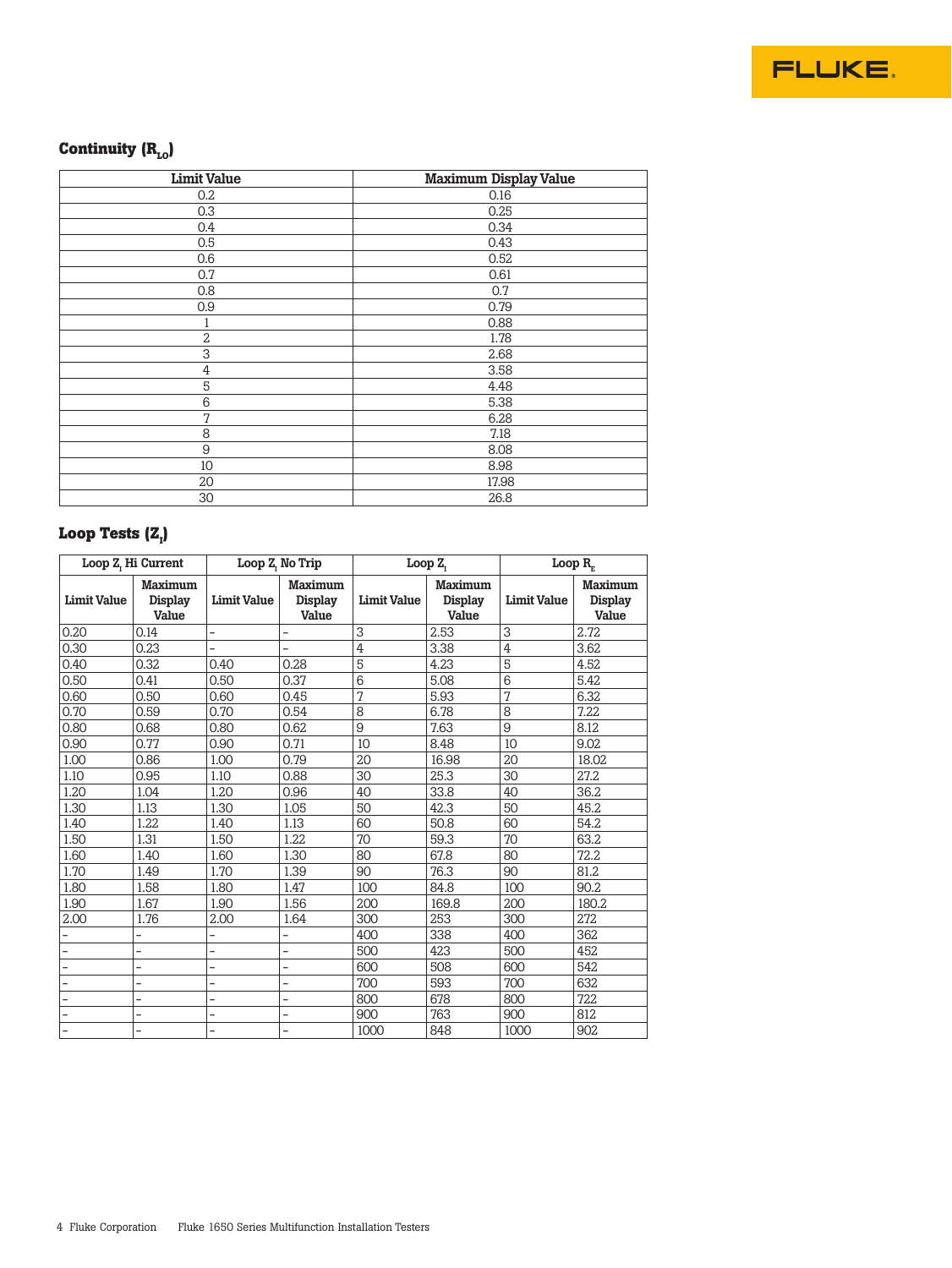## Continuity ($R_{LO}$)

| Limit Value | Maximum Display Value |
|---|---|
| 0.2 | 0.16 |
| 0.3 | 0.25 |
| 0.4 | 0.34 |
| 0.5 | 0.43 |
| 0.6 | 0.52 |
| 0.7 | 0.61 |
| 0.8 | 0.7 |
| 0.9 | 0.79 |
| 1 | 0.88 |
| 2 | 1.78 |
| 3 | 2.68 |
| 4 | 3.58 |
| 5 | 4.48 |
| 6 | 5.38 |
| 7 | 6.28 |
| 8 | 7.18 |
| 9 | 8.08 |
| 10 | 8.98 |
| 20 | 17.98 |
| 30 | 26.8 |

## Loop Tests ($Z_I$)

| Loop $Z_I$ Hi Current | | Loop $Z_I$ No Trip | | Loop $Z_I$ | | Loop $R_E$ | |
|---|---|---|---|---|---|---|---|
| Limit Value | Maximum Display Value | Limit Value | Maximum Display Value | Limit Value | Maximum Display Value | Limit Value | Maximum Display Value |
| 0.20 | 0.14 | – | – | 3 | 2.53 | 3 | 2.72 |
| 0.30 | 0.23 | – | – | 4 | 3.38 | 4 | 3.62 |
| 0.40 | 0.32 | 0.40 | 0.28 | 5 | 4.23 | 5 | 4.52 |
| 0.50 | 0.41 | 0.50 | 0.37 | 6 | 5.08 | 6 | 5.42 |
| 0.60 | 0.50 | 0.60 | 0.45 | 7 | 5.93 | 7 | 6.32 |
| 0.70 | 0.59 | 0.70 | 0.54 | 8 | 6.78 | 8 | 7.22 |
| 0.80 | 0.68 | 0.80 | 0.62 | 9 | 7.63 | 9 | 8.12 |
| 0.90 | 0.77 | 0.90 | 0.71 | 10 | 8.48 | 10 | 9.02 |
| 1.00 | 0.86 | 1.00 | 0.79 | 20 | 16.98 | 20 | 18.02 |
| 1.10 | 0.95 | 1.10 | 0.88 | 30 | 25.3 | 30 | 27.2 |
| 1.20 | 1.04 | 1.20 | 0.96 | 40 | 33.8 | 40 | 36.2 |
| 1.30 | 1.13 | 1.30 | 1.05 | 50 | 42.3 | 50 | 45.2 |
| 1.40 | 1.22 | 1.40 | 1.13 | 60 | 50.8 | 60 | 54.2 |
| 1.50 | 1.31 | 1.50 | 1.22 | 70 | 59.3 | 70 | 63.2 |
| 1.60 | 1.40 | 1.60 | 1.30 | 80 | 67.8 | 80 | 72.2 |
| 1.70 | 1.49 | 1.70 | 1.39 | 90 | 76.3 | 90 | 81.2 |
| 1.80 | 1.58 | 1.80 | 1.47 | 100 | 84.8 | 100 | 90.2 |
| 1.90 | 1.67 | 1.90 | 1.56 | 200 | 169.8 | 200 | 180.2 |
| 2.00 | 1.76 | 2.00 | 1.64 | 300 | 253 | 300 | 272 |
| – | – | – | – | 400 | 338 | 400 | 362 |
| – | – | – | – | 500 | 423 | 500 | 452 |
| – | – | – | – | 600 | 508 | 600 | 542 |
| – | – | – | – | 700 | 593 | 700 | 632 |
| – | – | – | – | 800 | 678 | 800 | 722 |
| – | – | – | – | 900 | 763 | 900 | 812 |
| – | – | – | – | 1000 | 848 | 1000 | 902 |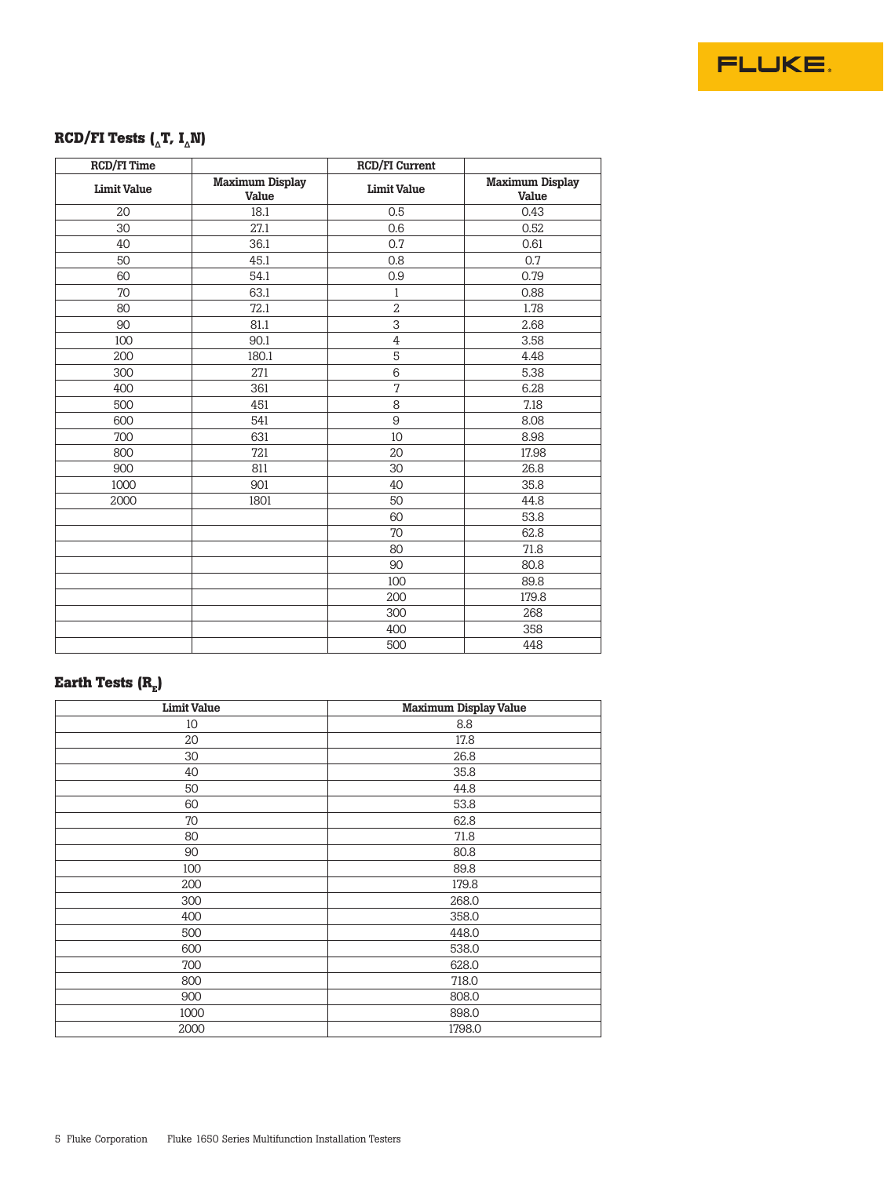## RCD/FI Tests ($_{\Delta}T$, $I_{\Delta}N$)

| RCD/FI Time | | RCD/FI Current | |
|---|---|---|---|
| **Limit Value** | **Maximum Display Value** | **Limit Value** | **Maximum Display Value** |
| 20 | 18.1 | 0.5 | 0.43 |
| 30 | 27.1 | 0.6 | 0.52 |
| 40 | 36.1 | 0.7 | 0.61 |
| 50 | 45.1 | 0.8 | 0.7 |
| 60 | 54.1 | 0.9 | 0.79 |
| 70 | 63.1 | 1 | 0.88 |
| 80 | 72.1 | 2 | 1.78 |
| 90 | 81.1 | 3 | 2.68 |
| 100 | 90.1 | 4 | 3.58 |
| 200 | 180.1 | 5 | 4.48 |
| 300 | 271 | 6 | 5.38 |
| 400 | 361 | 7 | 6.28 |
| 500 | 451 | 8 | 7.18 |
| 600 | 541 | 9 | 8.08 |
| 700 | 631 | 10 | 8.98 |
| 800 | 721 | 20 | 17.98 |
| 900 | 811 | 30 | 26.8 |
| 1000 | 901 | 40 | 35.8 |
| 2000 | 1801 | 50 | 44.8 |
| | | 60 | 53.8 |
| | | 70 | 62.8 |
| | | 80 | 71.8 |
| | | 90 | 80.8 |
| | | 100 | 89.8 |
| | | 200 | 179.8 |
| | | 300 | 268 |
| | | 400 | 358 |
| | | 500 | 448 |

## Earth Tests ($R_E$)

| Limit Value | Maximum Display Value |
|---|---|
| 10 | 8.8 |
| 20 | 17.8 |
| 30 | 26.8 |
| 40 | 35.8 |
| 50 | 44.8 |
| 60 | 53.8 |
| 70 | 62.8 |
| 80 | 71.8 |
| 90 | 80.8 |
| 100 | 89.8 |
| 200 | 179.8 |
| 300 | 268.0 |
| 400 | 358.0 |
| 500 | 448.0 |
| 600 | 538.0 |
| 700 | 628.0 |
| 800 | 718.0 |
| 900 | 808.0 |
| 1000 | 898.0 |
| 2000 | 1798.0 |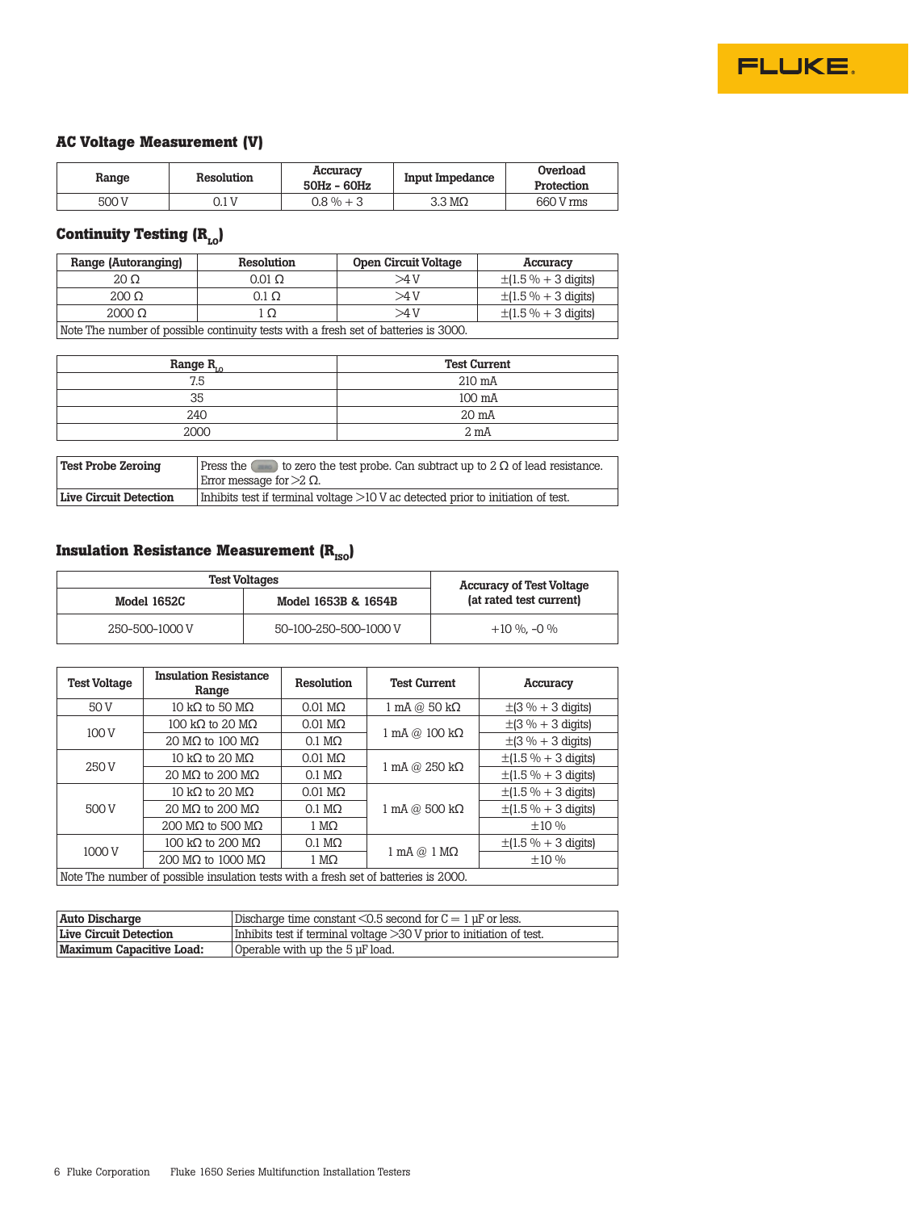## AC Voltage Measurement (V)

| Range | Resolution | Accuracy 50Hz - 60Hz | Input Impedance | Overload Protection |
|---|---|---|---|---|
| 500 V | 0.1 V | 0.8 % + 3 | 3.3 MΩ | 660 V rms |

## Continuity Testing ($R_{LO}$)

| Range (Autoranging) | Resolution | Open Circuit Voltage | Accuracy |
|---|---|---|---|
| 20 Ω | 0.01 Ω | >4 V | ±(1.5 % + 3 digits) |
| 200 Ω | 0.1 Ω | >4 V | ±(1.5 % + 3 digits) |
| 2000 Ω | 1 Ω | >4 V | ±(1.5 % + 3 digits) |
| Note The number of possible continuity tests with a fresh set of batteries is 3000. | | | |

| Range $R_{LO}$ | Test Current |
|---|---|
| 7.5 | 210 mA |
| 35 | 100 mA |
| 240 | 20 mA |
| 2000 | 2 mA |

| | |
|---|---|
| **Test Probe Zeroing** | Press the [button] to zero the test probe. Can subtract up to 2 Ω of lead resistance. Error message for >2 Ω. |
| **Live Circuit Detection** | Inhibits test if terminal voltage >10 V ac detected prior to initiation of test. |

## Insulation Resistance Measurement ($R_{ISO}$)

| Test Voltages | | Accuracy of Test Voltage (at rated test current) |
|---|---|---|
| Model 1652C | Model 1653B & 1654B | |
| 250-500-1000 V | 50-100-250-500-1000 V | +10 %, -0 % |

| Test Voltage | Insulation Resistance Range | Resolution | Test Current | Accuracy |
|---|---|---|---|---|
| 50 V | 10 kΩ to 50 MΩ | 0.01 MΩ | 1 mA @ 50 kΩ | ±(3 % + 3 digits) |
| 100 V | 100 kΩ to 20 MΩ | 0.01 MΩ | 1 mA @ 100 kΩ | ±(3 % + 3 digits) |
| | 20 MΩ to 100 MΩ | 0.1 MΩ | | ±(3 % + 3 digits) |
| 250 V | 10 kΩ to 20 MΩ | 0.01 MΩ | 1 mA @ 250 kΩ | ±(1.5 % + 3 digits) |
| | 20 MΩ to 200 MΩ | 0.1 MΩ | | ±(1.5 % + 3 digits) |
| 500 V | 10 kΩ to 20 MΩ | 0.01 MΩ | 1 mA @ 500 kΩ | ±(1.5 % + 3 digits) |
| | 20 MΩ to 200 MΩ | 0.1 MΩ | | ±(1.5 % + 3 digits) |
| | 200 MΩ to 500 MΩ | 1 MΩ | | ±10 % |
| 1000 V | 100 kΩ to 200 MΩ | 0.1 MΩ | 1 mA @ 1 MΩ | ±(1.5 % + 3 digits) |
| | 200 MΩ to 1000 MΩ | 1 MΩ | | ±10 % |
| Note The number of possible insulation tests with a fresh set of batteries is 2000. | | | | |

| | |
|---|---|
| **Auto Discharge** | Discharge time constant <0.5 second for C = 1 µF or less. |
| **Live Circuit Detection** | Inhibits test if terminal voltage >30 V prior to initiation of test. |
| **Maximum Capacitive Load:** | Operable with up the 5 µF load. |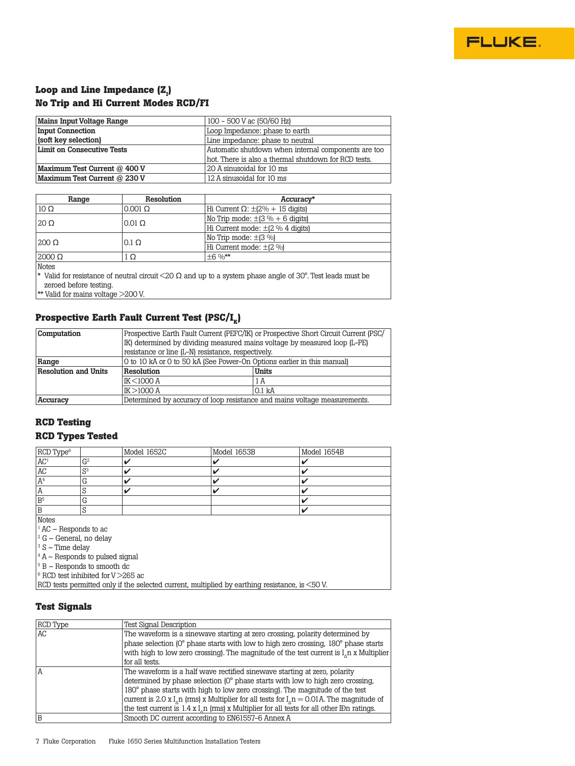## Loop and Line Impedance ($Z_I$)

## No Trip and Hi Current Modes RCD/FI

| | |
|---|---|
| **Mains Input Voltage Range** | 100 - 500 V ac (50/60 Hz) |
| **Input Connection (soft key selection)** | Loop Impedance: phase to earth<br>Line impedance: phase to neutral |
| **Limit on Consecutive Tests** | Automatic shutdown when internal components are too hot. There is also a thermal shutdown for RCD tests. |
| **Maximum Test Current @ 400 V** | 20 A sinusoidal for 10 ms |
| **Maximum Test Current @ 230 V** | 12 A sinusoidal for 10 ms |

| Range | Resolution | Accuracy* |
|---|---|---|
| 10 Ω | 0.001 Ω | Hi Current Ω: ±(2% + 15 digits) |
| 20 Ω | 0.01 Ω | No Trip mode: ±(3 % + 6 digits)<br>Hi Current mode: ±(2 % 4 digits) |
| 200 Ω | 0.1 Ω | No Trip mode: ±(3 %)<br>Hi Current mode: ±(2 %) |
| 2000 Ω | 1 Ω | ±6 %** |

Notes
* Valid for resistance of neutral circuit <20 Ω and up to a system phase angle of 30°. Test leads must be zeroed before testing.
** Valid for mains voltage >200 V.

## Prospective Earth Fault Current Test (PSC/$I_K$)

| | | |
|---|---|---|
| **Computation** | Prospective Earth Fault Current (PEFC/IK) or Prospective Short Circuit Current (PSC/IK) determined by dividing measured mains voltage by measured loop (L-PE) resistance or line (L-N) resistance, respectively. | |
| **Range** | 0 to 10 kA or 0 to 50 kA (See Power-On Options earlier in this manual) | |
| **Resolution and Units** | **Resolution** | **Units** |
| | IK<1000 A | 1 A |
| | IK>1000 A | 0.1 kA |
| **Accuracy** | Determined by accuracy of loop resistance and mains voltage measurements. | |

## RCD Testing

## RCD Types Tested

| RCD Type[6] | | Model 1652C | Model 1653B | Model 1654B |
|---|---|---|---|---|
| AC[1] | G[2] | ✔ | ✔ | ✔ |
| AC | S[3] | ✔ | ✔ | ✔ |
| A[4] | G | ✔ | ✔ | ✔ |
| A | S | ✔ | ✔ | ✔ |
| B[5] | G | | | ✔ |
| B | S | | | ✔ |

Notes
[1] AC – Responds to ac
[2] G – General, no delay
[3] S – Time delay
[4] A – Responds to pulsed signal
[5] B – Responds to smooth dc
[6] RCD test inhibited for V>265 ac
RCD tests permitted only if the selected current, multiplied by earthing resistance, is <50 V.

## Test Signals

| RCD Type | Test Signal Description |
|---|---|
| AC | The waveform is a sinewave starting at zero crossing, polarity determined by phase selection (0° phase starts with low to high zero crossing, 180° phase starts with high to low zero crossing). The magnitude of the test current is $I_\Delta n$ x Multiplier for all tests. |
| A | The waveform is a half wave rectified sinewave starting at zero, polarity determined by phase selection (0° phase starts with low to high zero crossing, 180° phase starts with high to low zero crossing). The magnitude of the test current is 2.0 x $I_\Delta n$ (rms) x Multiplier for all tests for $I_\Delta n$ = 0.01 A. The magnitude of the test current is 1.4 x $I_\Delta n$ (rms) x Multiplier for all tests for all other IΔn ratings. |
| B | Smooth DC current according to EN61557-6 Annex A |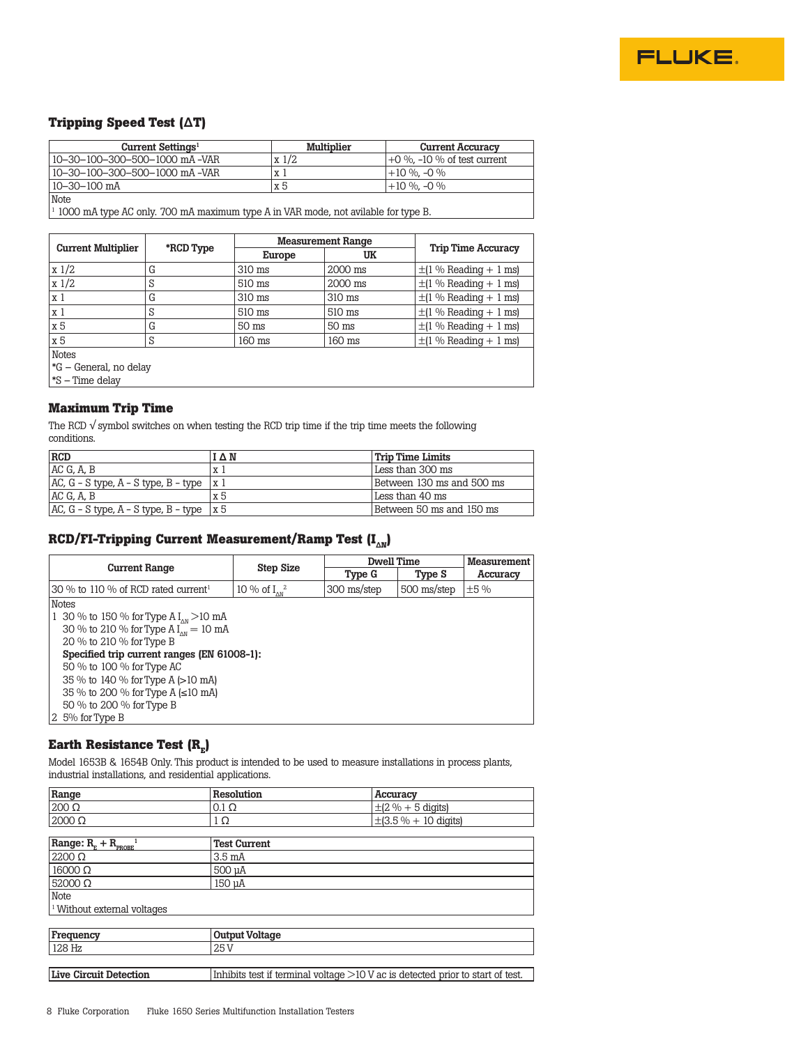## Tripping Speed Test (ΔT)

| Current Settings[1] | Multiplier | Current Accuracy |
|---|---|---|
| 10–30–100–300–500–1000 mA -VAR | x 1/2 | +0 %, -10 % of test current |
| 10–30–100–300–500–1000 mA -VAR | x 1 | +10 %, -0 % |
| 10–30–100 mA | x 5 | +10 %, -0 % |
| Note<br>[1] 1000 mA type AC only. 700 mA maximum type A in VAR mode, not avilable for type B. | | |

| Current Multiplier | *RCD Type | Measurement Range | | Trip Time Accuracy |
|---|---|---|---|---|
| | | Europe | UK | |
| x 1/2 | G | 310 ms | 2000 ms | ±(1 % Reading + 1 ms) |
| x 1/2 | S | 510 ms | 2000 ms | ±(1 % Reading + 1 ms) |
| x 1 | G | 310 ms | 310 ms | ±(1 % Reading + 1 ms) |
| x 1 | S | 510 ms | 510 ms | ±(1 % Reading + 1 ms) |
| x 5 | G | 50 ms | 50 ms | ±(1 % Reading + 1 ms) |
| x 5 | S | 160 ms | 160 ms | ±(1 % Reading + 1 ms) |
| Notes<br>*G – General, no delay<br>*S – Time delay | | | | |

## Maximum Trip Time

The RCD √ symbol switches on when testing the RCD trip time if the trip time meets the following conditions.

| RCD | I Δ N | Trip Time Limits |
|---|---|---|
| AC G, A, B | x 1 | Less than 300 ms |
| AC, G - S type, A - S type, B - type | x 1 | Between 130 ms and 500 ms |
| AC G, A, B | x 5 | Less than 40 ms |
| AC, G - S type, A - S type, B - type | x 5 | Between 50 ms and 150 ms |

## RCD/FI-Tripping Current Measurement/Ramp Test ($I_{\Delta N}$)

| Current Range | Step Size | Dwell Time | | Measurement Accuracy |
|---|---|---|---|---|
| | | Type G | Type S | |
| 30 % to 110 % of RCD rated current[1] | 10 % of $I_{\Delta N}$ [2] | 300 ms/step | 500 ms/step | ±5 % |

Notes

1 30 % to 150 % for Type A $I_{\Delta N}$ >10 mA
30 % to 210 % for Type A $I_{\Delta N}$ = 10 mA
20 % to 210 % for Type B
**Specified trip current ranges (EN 61008-1):**
50 % to 100 % for Type AC
35 % to 140 % for Type A (>10 mA)
35 % to 200 % for Type A (≤10 mA)
50 % to 200 % for Type B

2 5% for Type B

## Earth Resistance Test ($R_E$)

Model 1653B & 1654B Only. This product is intended to be used to measure installations in process plants, industrial installations, and residential applications.

| Range | Resolution | Accuracy |
|---|---|---|
| 200 Ω | 0.1 Ω | ±(2 % + 5 digits) |
| 2000 Ω | 1 Ω | ±(3.5 % + 10 digits) |

| Range: $R_E + R_{PROBE}$ [1] | Test Current |
|---|---|
| 2200 Ω | 3.5 mA |
| 16000 Ω | 500 µA |
| 52000 Ω | 150 µA |
| Note<br>[1] Without external voltages | |

| Frequency | Output Voltage |
|---|---|
| 128 Hz | 25 V |

| Live Circuit Detection | Inhibits test if terminal voltage >10 V ac is detected prior to start of test. |
|---|---|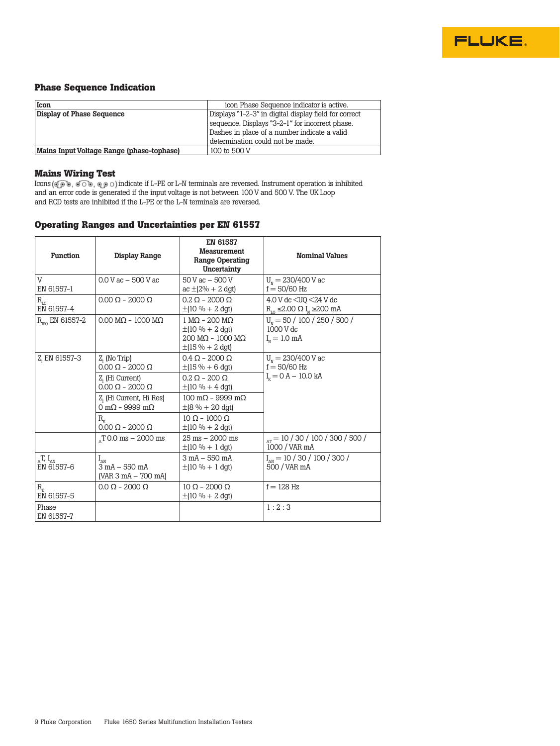### Phase Sequence Indication

| Icon | icon Phase Sequence indicator is active. |
|---|---|
| Display of Phase Sequence | Displays "1-2-3" in digital display field for correct sequence. Displays "3-2-1" for incorrect phase. Dashes in place of a number indicate a valid determination could not be made. |
| Mains Input Voltage Range (phase-tophase) | 100 to 500 V |

### Mains Wiring Test

Icons ( , , ) indicate if L-PE or L-N terminals are reversed. Instrument operation is inhibited and an error code is generated if the input voltage is not between 100 V and 500 V. The UK Loop and RCD tests are inhibited if the L-PE or the L-N terminals are reversed.

### Operating Ranges and Uncertainties per EN 61557

| Function | Display Range | EN 61557 Measurement Range Operating Uncertainty | Nominal Values |
|---|---|---|---|
| V<br>EN 61557-1 | 0.0 V ac – 500 V ac | 50 V ac – 500 V ac ±(2% + 2 dgt) | $U_N$ = 230/400 V ac<br>f = 50/60 Hz |
| $R_{LO}$<br>EN 61557-4 | 0.00 Ω – 2000 Ω | 0.2 Ω – 2000 Ω<br>±(10 % + 2 dgt) | 4.0 V dc <UQ <24 V dc<br>$R_{LO}$ ≤2.00 Ω $I_N$ ≥200 mA |
| $R_{ISO}$ EN 61557-2 | 0.00 MΩ - 1000 MΩ | 1 MΩ - 200 MΩ<br>±(10 % + 2 dgt)<br>200 MΩ - 1000 MΩ<br>±(15 % + 2 dgt) | $U_N$ = 50 / 100 / 250 / 500 / 1000 V dc<br>$I_N$ = 1.0 mA |
| $Z_I$ EN 61557-3 | $Z_I$ (No Trip)<br>0.00 Ω - 2000 Ω | 0.4 Ω - 2000 Ω<br>±(15 % + 6 dgt) | $U_N$ = 230/400 V ac<br>f = 50/60 Hz<br>$I_K$ = 0 A – 10.0 kA |
| | $Z_I$ (Hi Current)<br>0.00 Ω - 2000 Ω | 0.2 Ω - 200 Ω<br>±(10 % + 4 dgt) | |
| | $Z_I$ (Hi Current, Hi Res)<br>0 mΩ - 9999 mΩ | 100 mΩ - 9999 mΩ<br>±(8 % + 20 dgt) | |
| | $R_E$<br>0.00 Ω - 2000 Ω | 10 Ω - 1000 Ω<br>±(10 % + 2 dgt) | |
| | $_\Delta T$ 0.0 ms – 2000 ms | 25 ms – 2000 ms<br>±(10 % + 1 dgt) | $_{\Delta T}$ = 10 / 30 / 100 / 300 / 500 / 1000 / VAR mA |
| $_\Delta T$, $I_{\Delta N}$<br>EN 61557-6 | $I_{\Delta N}$<br>3 mA – 550 mA<br>(VAR 3 mA – 700 mA) | 3 mA – 550 mA<br>±(10 % + 1 dgt) | $I_{\Delta N}$ = 10 / 30 / 100 / 300 / 500 / VAR mA |
| $R_E$<br>EN 61557-5 | 0.0 Ω - 2000 Ω | 10 Ω - 2000 Ω<br>±(10 % + 2 dgt) | f = 128 Hz |
| Phase<br>EN 61557-7 | | | 1 : 2 : 3 |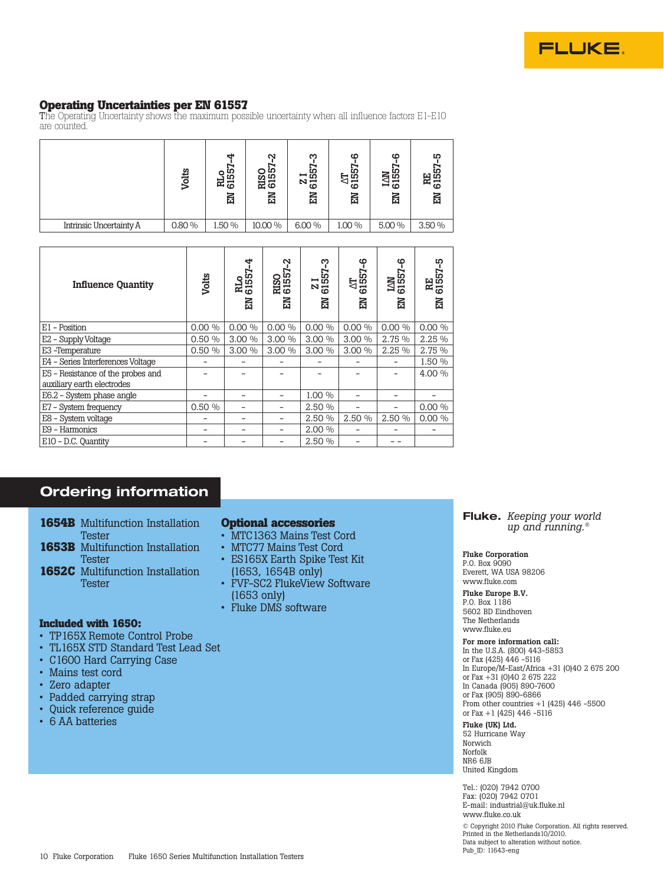### Operating Uncertainties per EN 61557

The Operating Uncertainty shows the maximum possible uncertainty when all influence factors E1-E10 are counted.

| | Volts | RLo EN 61557-4 | RISO EN 61557-2 | Z I EN 61557-3 | ΔT EN 61557-6 | IΔN EN 61557-6 | RE EN 61557-5 |
|---|---|---|---|---|---|---|---|
| Intrinsic Uncertainty A | 0.80 % | 1.50 % | 10.00 % | 6.00 % | 1.00 % | 5.00 % | 3.50 % |

| Influence Quantity | Volts | RLo EN 61557-4 | RISO EN 61557-2 | Z I EN 61557-3 | ΔT EN 61557-6 | IΔN EN 61557-6 | RE EN 61557-5 |
|---|---|---|---|---|---|---|---|
| E1 – Position | 0.00 % | 0.00 % | 0.00 % | 0.00 % | 0.00 % | 0.00 % | 0.00 % |
| E2 – Supply Voltage | 0.50 % | 3.00 % | 3.00 % | 3.00 % | 3.00 % | 2.75 % | 2.25 % |
| E3 -Temperature | 0.50 % | 3.00 % | 3.00 % | 3.00 % | 3.00 % | 2.25 % | 2.75 % |
| E4 – Series Interferences Voltage | – | – | – | – | – | – | 1.50 % |
| E5 – Resistance of the probes and auxiliary earth electrodes | – | – | – | – | – | – | 4.00 % |
| E6.2 – System phase angle | – | – | – | 1.00 % | – | – | – |
| E7 – System frequency | 0.50 % | – | – | 2.50 % | – | – | 0.00 % |
| E8 – System voltage | – | – | – | 2.50 % | 2.50 % | 2.50 % | 0.00 % |
| E9 – Harmonics | – | – | – | 2.00 % | – | – | – |
| E10 – D.C. Quantity | – | – | – | 2.50 % | – | – – | |

## Ordering information

**1654B** Multifunction Installation Tester
**1653B** Multifunction Installation Tester
**1652C** Multifunction Installation Tester

### Included with 1650:

- TP165X Remote Control Probe
- TL165X STD Standard Test Lead Set
- C1600 Hard Carrying Case
- Mains test cord
- Zero adapter
- Padded carrying strap
- Quick reference guide
- 6 AA batteries

### Optional accessories

- MTC1363 Mains Test Cord
- MTC77 Mains Test Cord
- ES165X Earth Spike Test Kit (1653, 1654B only)
- FVF-SC2 FlukeView Software (1653 only)
- Fluke DMS software

**Fluke.** *Keeping your world up and running.®*

**Fluke Corporation**
P.O. Box 9090
Everett, WA USA 98206
www.fluke.com

**Fluke Europe B.V.**
P.O. Box 1186
5602 BD Eindhoven
The Netherlands
www.fluke.eu

**For more information call:**
In the U.S.A. (800) 443-5853
or Fax (425) 446 -5116
In Europe/M-East/Africa +31 (0)40 2 675 200
or Fax +31 (0)40 2 675 222
In Canada (905) 890-7600
or Fax (905) 890-6866
From other countries +1 (425) 446 -5500
or Fax +1 (425) 446 -5116

**Fluke (UK) Ltd.**
52 Hurricane Way
Norwich
Norfolk
NR6 6JB
United Kingdom

Tel.: (020) 7942 0700
Fax: (020) 7942 0701
E-mail: industrial@uk.fluke.nl
www.fluke.co.uk

© Copyright 2010 Fluke Corporation. All rights reserved.
Printed in the Netherlands10/2010.
Data subject to alteration without notice.
Pub_ID: 11643-eng